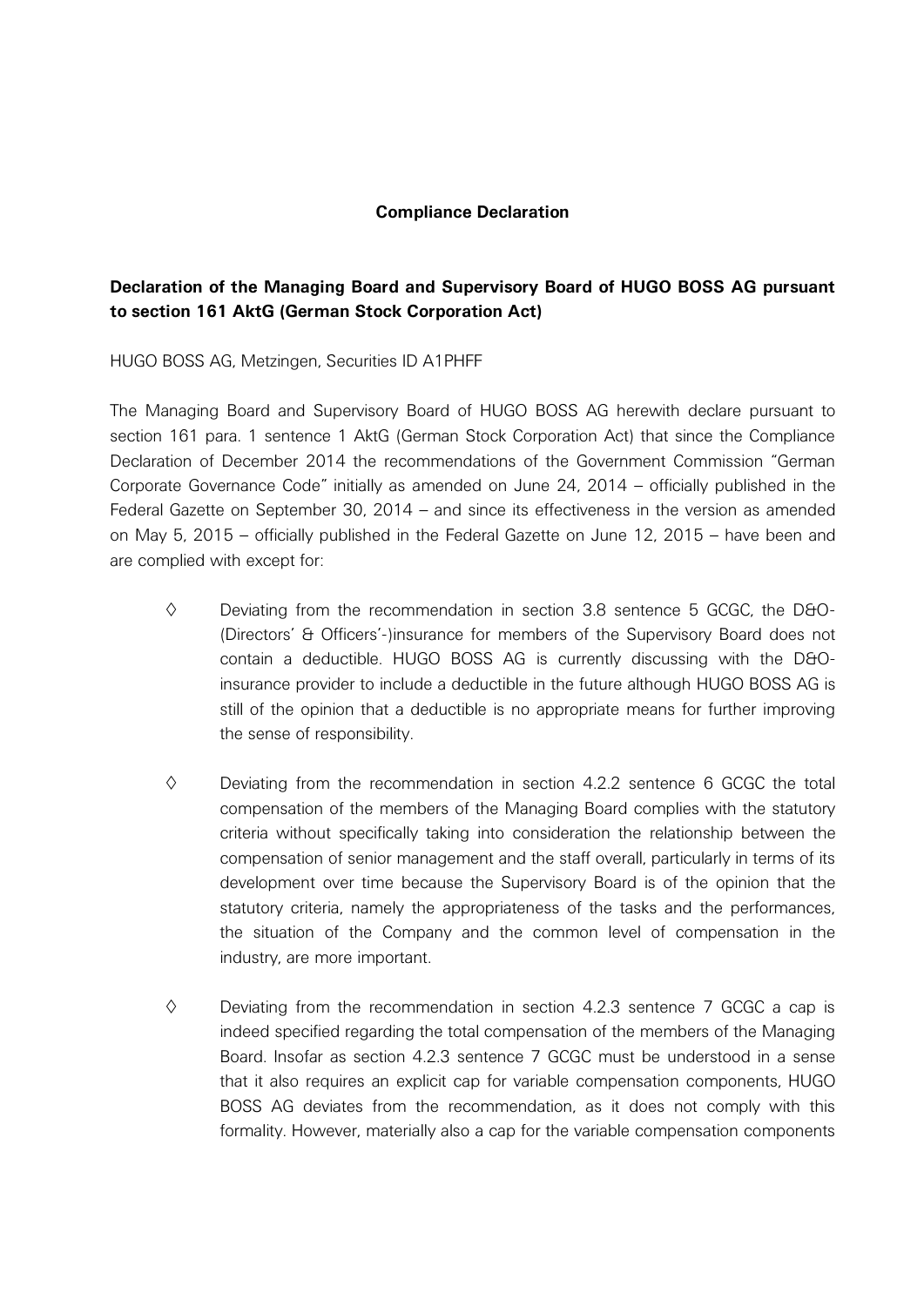**Compliance Declaration**

**Declaration of the Managing Board and Supervisory Board of HUGO BOSS AG pursuant to section 161 AktG (German Stock Corporation Act)**

HUGO BOSS AG, Metzingen, Securities ID A1PHFF

The Managing Board and Supervisory Board of HUGO BOSS AG herewith declare pursuant to section 161 para. 1 sentence 1 AktG (German Stock Corporation Act) that since the Compliance Declaration of December 2014 the recommendations of the Government Commission "German Corporate Governance Code" initially as amended on June 24, 2014 – officially published in the Federal Gazette on September 30, 2014 – and since its effectiveness in the version as amended on May 5, 2015 – officially published in the Federal Gazette on June 12, 2015 – have been and are complied with except for:

- ◊ Deviating from the recommendation in section 3.8 sentence 5 GCGC, the D&O-(Directors' & Officers'-)insurance for members of the Supervisory Board does not contain a deductible. HUGO BOSS AG is currently discussing with the D&O-insurance provider to include a deductible in the future although HUGO BOSS AG is still of the opinion that a deductible is no appropriate means for further improving the sense of responsibility.

- ◊ Deviating from the recommendation in section 4.2.2 sentence 6 GCGC the total compensation of the members of the Managing Board complies with the statutory criteria without specifically taking into consideration the relationship between the compensation of senior management and the staff overall, particularly in terms of its development over time because the Supervisory Board is of the opinion that the statutory criteria, namely the appropriateness of the tasks and the performances, the situation of the Company and the common level of compensation in the industry, are more important.

- ◊ Deviating from the recommendation in section 4.2.3 sentence 7 GCGC a cap is indeed specified regarding the total compensation of the members of the Managing Board. Insofar as section 4.2.3 sentence 7 GCGC must be understood in a sense that it also requires an explicit cap for variable compensation components, HUGO BOSS AG deviates from the recommendation, as it does not comply with this formality. However, materially also a cap for the variable compensation components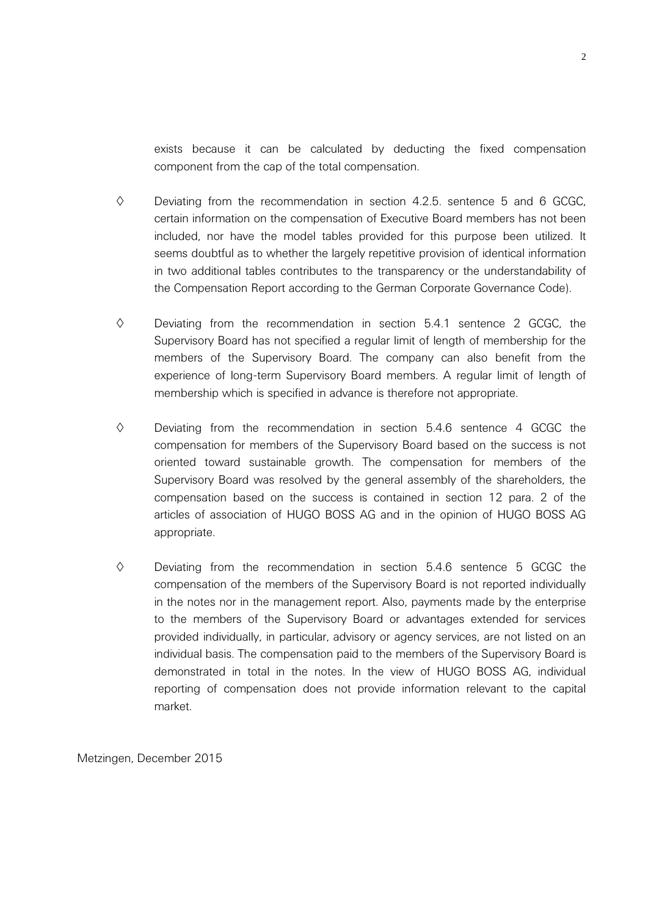exists because it can be calculated by deducting the fixed compensation component from the cap of the total compensation.

- ◊ Deviating from the recommendation in section 4.2.5. sentence 5 and 6 GCGC, certain information on the compensation of Executive Board members has not been included, nor have the model tables provided for this purpose been utilized. It seems doubtful as to whether the largely repetitive provision of identical information in two additional tables contributes to the transparency or the understandability of the Compensation Report according to the German Corporate Governance Code).

- ◊ Deviating from the recommendation in section 5.4.1 sentence 2 GCGC, the Supervisory Board has not specified a regular limit of length of membership for the members of the Supervisory Board. The company can also benefit from the experience of long-term Supervisory Board members. A regular limit of length of membership which is specified in advance is therefore not appropriate.

- ◊ Deviating from the recommendation in section 5.4.6 sentence 4 GCGC the compensation for members of the Supervisory Board based on the success is not oriented toward sustainable growth. The compensation for members of the Supervisory Board was resolved by the general assembly of the shareholders, the compensation based on the success is contained in section 12 para. 2 of the articles of association of HUGO BOSS AG and in the opinion of HUGO BOSS AG appropriate.

- ◊ Deviating from the recommendation in section 5.4.6 sentence 5 GCGC the compensation of the members of the Supervisory Board is not reported individually in the notes nor in the management report. Also, payments made by the enterprise to the members of the Supervisory Board or advantages extended for services provided individually, in particular, advisory or agency services, are not listed on an individual basis. The compensation paid to the members of the Supervisory Board is demonstrated in total in the notes. In the view of HUGO BOSS AG, individual reporting of compensation does not provide information relevant to the capital market.

Metzingen, December 2015